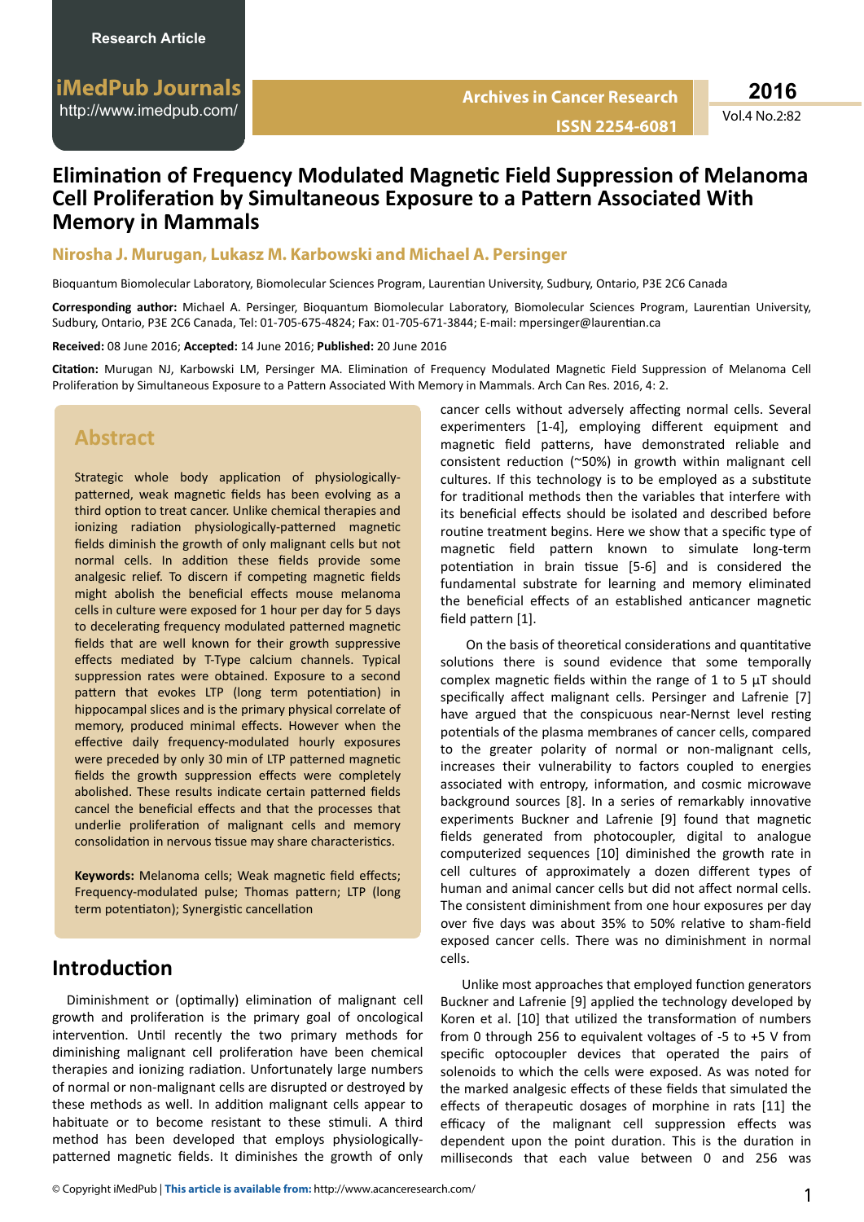Research Article

iMedPub Journals
http://www.imedpub.com/

Archives in Cancer Research
ISSN 2254-6081

2016
Vol.4 No.2:82

# Elimination of Frequency Modulated Magnetic Field Suppression of Melanoma Cell Proliferation by Simultaneous Exposure to a Pattern Associated With Memory in Mammals

**Nirosha J. Murugan, Lukasz M. Karbowski and Michael A. Persinger**

Bioquantum Biomolecular Laboratory, Biomolecular Sciences Program, Laurentian University, Sudbury, Ontario, P3E 2C6 Canada

**Corresponding author:** Michael A. Persinger, Bioquantum Biomolecular Laboratory, Biomolecular Sciences Program, Laurentian University, Sudbury, Ontario, P3E 2C6 Canada, Tel: 01-705-675-4824; Fax: 01-705-671-3844; E-mail: mpersinger@laurentian.ca

**Received:** 08 June 2016; **Accepted:** 14 June 2016; **Published:** 20 June 2016

**Citation:** Murugan NJ, Karbowski LM, Persinger MA. Elimination of Frequency Modulated Magnetic Field Suppression of Melanoma Cell Proliferation by Simultaneous Exposure to a Pattern Associated With Memory in Mammals. Arch Can Res. 2016, 4: 2.

## Abstract

Strategic whole body application of physiologically-patterned, weak magnetic fields has been evolving as a third option to treat cancer. Unlike chemical therapies and ionizing radiation physiologically-patterned magnetic fields diminish the growth of only malignant cells but not normal cells. In addition these fields provide some analgesic relief. To discern if competing magnetic fields might abolish the beneficial effects mouse melanoma cells in culture were exposed for 1 hour per day for 5 days to decelerating frequency modulated patterned magnetic fields that are well known for their growth suppressive effects mediated by T-Type calcium channels. Typical suppression rates were obtained. Exposure to a second pattern that evokes LTP (long term potentiation) in hippocampal slices and is the primary physical correlate of memory, produced minimal effects. However when the effective daily frequency-modulated hourly exposures were preceded by only 30 min of LTP patterned magnetic fields the growth suppression effects were completely abolished. These results indicate certain patterned fields cancel the beneficial effects and that the processes that underlie proliferation of malignant cells and memory consolidation in nervous tissue may share characteristics.

**Keywords:** Melanoma cells; Weak magnetic field effects; Frequency-modulated pulse; Thomas pattern; LTP (long term potentiaton); Synergistic cancellation

## Introduction

Diminishment or (optimally) elimination of malignant cell growth and proliferation is the primary goal of oncological intervention. Until recently the two primary methods for diminishing malignant cell proliferation have been chemical therapies and ionizing radiation. Unfortunately large numbers of normal or non-malignant cells are disrupted or destroyed by these methods as well. In addition malignant cells appear to habituate or to become resistant to these stimuli. A third method has been developed that employs physiologically-patterned magnetic fields. It diminishes the growth of only cancer cells without adversely affecting normal cells. Several experimenters [1-4], employing different equipment and magnetic field patterns, have demonstrated reliable and consistent reduction (~50%) in growth within malignant cell cultures. If this technology is to be employed as a substitute for traditional methods then the variables that interfere with its beneficial effects should be isolated and described before routine treatment begins. Here we show that a specific type of magnetic field pattern known to simulate long-term potentiation in brain tissue [5-6] and is considered the fundamental substrate for learning and memory eliminated the beneficial effects of an established anticancer magnetic field pattern [1].

On the basis of theoretical considerations and quantitative solutions there is sound evidence that some temporally complex magnetic fields within the range of 1 to 5 μT should specifically affect malignant cells. Persinger and Lafrenie [7] have argued that the conspicuous near-Nernst level resting potentials of the plasma membranes of cancer cells, compared to the greater polarity of normal or non-malignant cells, increases their vulnerability to factors coupled to energies associated with entropy, information, and cosmic microwave background sources [8]. In a series of remarkably innovative experiments Buckner and Lafrenie [9] found that magnetic fields generated from photocoupler, digital to analogue computerized sequences [10] diminished the growth rate in cell cultures of approximately a dozen different types of human and animal cancer cells but did not affect normal cells. The consistent diminishment from one hour exposures per day over five days was about 35% to 50% relative to sham-field exposed cancer cells. There was no diminishment in normal cells.

Unlike most approaches that employed function generators Buckner and Lafrenie [9] applied the technology developed by Koren et al. [10] that utilized the transformation of numbers from 0 through 256 to equivalent voltages of -5 to +5 V from specific optocoupler devices that operated the pairs of solenoids to which the cells were exposed. As was noted for the marked analgesic effects of these fields that simulated the effects of therapeutic dosages of morphine in rats [11] the efficacy of the malignant cell suppression effects was dependent upon the point duration. This is the duration in milliseconds that each value between 0 and 256 was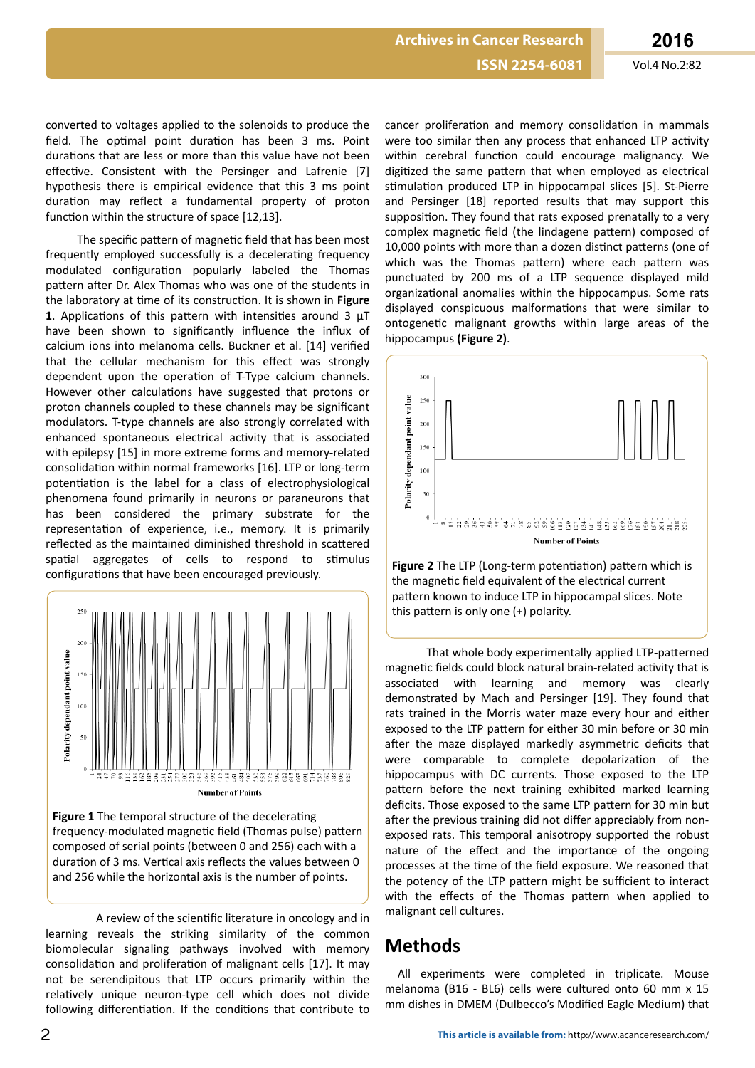converted to voltages applied to the solenoids to produce the field. The optimal point duration has been 3 ms. Point durations that are less or more than this value have not been effective. Consistent with the Persinger and Lafrenie [7] hypothesis there is empirical evidence that this 3 ms point duration may reflect a fundamental property of proton function within the structure of space [12,13].

The specific pattern of magnetic field that has been most frequently employed successfully is a decelerating frequency modulated configuration popularly labeled the Thomas pattern after Dr. Alex Thomas who was one of the students in the laboratory at time of its construction. It is shown in **Figure 1**. Applications of this pattern with intensities around 3 µT have been shown to significantly influence the influx of calcium ions into melanoma cells. Buckner et al. [14] verified that the cellular mechanism for this effect was strongly dependent upon the operation of T-Type calcium channels. However other calculations have suggested that protons or proton channels coupled to these channels may be significant modulators. T-type channels are also strongly correlated with enhanced spontaneous electrical activity that is associated with epilepsy [15] in more extreme forms and memory-related consolidation within normal frameworks [16]. LTP or long-term potentiation is the label for a class of electrophysiological phenomena found primarily in neurons or paraneurons that has been considered the primary substrate for the representation of experience, i.e., memory. It is primarily reflected as the maintained diminished threshold in scattered spatial aggregates of cells to respond to stimulus configurations that have been encouraged previously.

**Figure 1** The temporal structure of the decelerating frequency-modulated magnetic field (Thomas pulse) pattern composed of serial points (between 0 and 256) each with a duration of 3 ms. Vertical axis reflects the values between 0 and 256 while the horizontal axis is the number of points.

A review of the scientific literature in oncology and in learning reveals the striking similarity of the common biomolecular signaling pathways involved with memory consolidation and proliferation of malignant cells [17]. It may not be serendipitous that LTP occurs primarily within the relatively unique neuron-type cell which does not divide following differentiation. If the conditions that contribute to cancer proliferation and memory consolidation in mammals were too similar then any process that enhanced LTP activity within cerebral function could encourage malignancy. We digitized the same pattern that when employed as electrical stimulation produced LTP in hippocampal slices [5]. St-Pierre and Persinger [18] reported results that may support this supposition. They found that rats exposed prenatally to a very complex magnetic field (the lindagene pattern) composed of 10,000 points with more than a dozen distinct patterns (one of which was the Thomas pattern) where each pattern was punctuated by 200 ms of a LTP sequence displayed mild organizational anomalies within the hippocampus. Some rats displayed conspicuous malformations that were similar to ontogenetic malignant growths within large areas of the hippocampus **(Figure 2)**.

**Figure 2** The LTP (Long-term potentiation) pattern which is the magnetic field equivalent of the electrical current pattern known to induce LTP in hippocampal slices. Note this pattern is only one (+) polarity.

That whole body experimentally applied LTP-patterned magnetic fields could block natural brain-related activity that is associated with learning and memory was clearly demonstrated by Mach and Persinger [19]. They found that rats trained in the Morris water maze every hour and either exposed to the LTP pattern for either 30 min before or 30 min after the maze displayed markedly asymmetric deficits that were comparable to complete depolarization of the hippocampus with DC currents. Those exposed to the LTP pattern before the next training exhibited marked learning deficits. Those exposed to the same LTP pattern for 30 min but after the previous training did not differ appreciably from non-exposed rats. This temporal anisotropy supported the robust nature of the effect and the importance of the ongoing processes at the time of the field exposure. We reasoned that the potency of the LTP pattern might be sufficient to interact with the effects of the Thomas pattern when applied to malignant cell cultures.

# Methods

All experiments were completed in triplicate. Mouse melanoma (B16 - BL6) cells were cultured onto 60 mm x 15 mm dishes in DMEM (Dulbecco's Modified Eagle Medium) that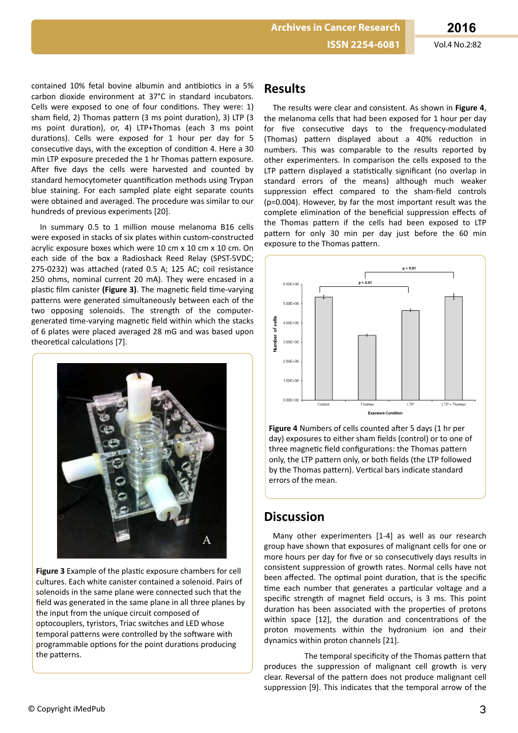contained 10% fetal bovine albumin and antibiotics in a 5% carbon dioxide environment at 37°C in standard incubators. Cells were exposed to one of four conditions. They were: 1) sham field, 2) Thomas pattern (3 ms point duration), 3) LTP (3 ms point duration), or, 4) LTP+Thomas (each 3 ms point durations). Cells were exposed for 1 hour per day for 5 consecutive days, with the exception of condition 4. Here a 30 min LTP exposure preceded the 1 hr Thomas pattern exposure. After five days the cells were harvested and counted by standard hemocytometer quantification methods using Trypan blue staining. For each sampled plate eight separate counts were obtained and averaged. The procedure was similar to our hundreds of previous experiments [20].

In summary 0.5 to 1 million mouse melanoma B16 cells were exposed in stacks of six plates within custom-constructed acrylic exposure boxes which were 10 cm x 10 cm x 10 cm. On each side of the box a Radioshack Reed Relay (SPST-5VDC; 275-0232) was attached (rated 0.5 A; 125 AC; coil resistance 250 ohms, nominal current 20 mA). They were encased in a plastic film canister **(Figure 3)**. The magnetic field time-varying patterns were generated simultaneously between each of the two opposing solenoids. The strength of the computer-generated time-varying magnetic field within which the stacks of 6 plates were placed averaged 28 mG and was based upon theoretical calculations [7].

**Figure 3** Example of the plastic exposure chambers for cell cultures. Each white canister contained a solenoid. Pairs of solenoids in the same plane were connected such that the field was generated in the same plane in all three planes by the input from the unique circuit composed of optocouplers, tyristors, Triac switches and LED whose temporal patterns were controlled by the software with programmable options for the point durations producing the patterns.

## Results

The results were clear and consistent. As shown in **Figure 4**, the melanoma cells that had been exposed for 1 hour per day for five consecutive days to the frequency-modulated (Thomas) pattern displayed about a 40% reduction in numbers. This was comparable to the results reported by other experimenters. In comparison the cells exposed to the LTP pattern displayed a statistically significant (no overlap in standard errors of the means) although much weaker suppression effect compared to the sham-field controls (p=0.004). However, by far the most important result was the complete elimination of the beneficial suppression effects of the Thomas pattern if the cells had been exposed to LTP pattern for only 30 min per day just before the 60 min exposure to the Thomas pattern.

**Figure 4** Numbers of cells counted after 5 days (1 hr per day) exposures to either sham fields (control) or to one of three magnetic field configurations: the Thomas pattern only, the LTP pattern only, or both fields (the LTP followed by the Thomas pattern). Vertical bars indicate standard errors of the mean.

## Discussion

Many other experimenters [1-4] as well as our research group have shown that exposures of malignant cells for one or more hours per day for five or so consecutively days results in consistent suppression of growth rates. Normal cells have not been affected. The optimal point duration, that is the specific time each number that generates a particular voltage and a specific strength of magnet field occurs, is 3 ms. This point duration has been associated with the properties of protons within space [12], the duration and concentrations of the proton movements within the hydronium ion and their dynamics within proton channels [21].

The temporal specificity of the Thomas pattern that produces the suppression of malignant cell growth is very clear. Reversal of the pattern does not produce malignant cell suppression [9]. This indicates that the temporal arrow of the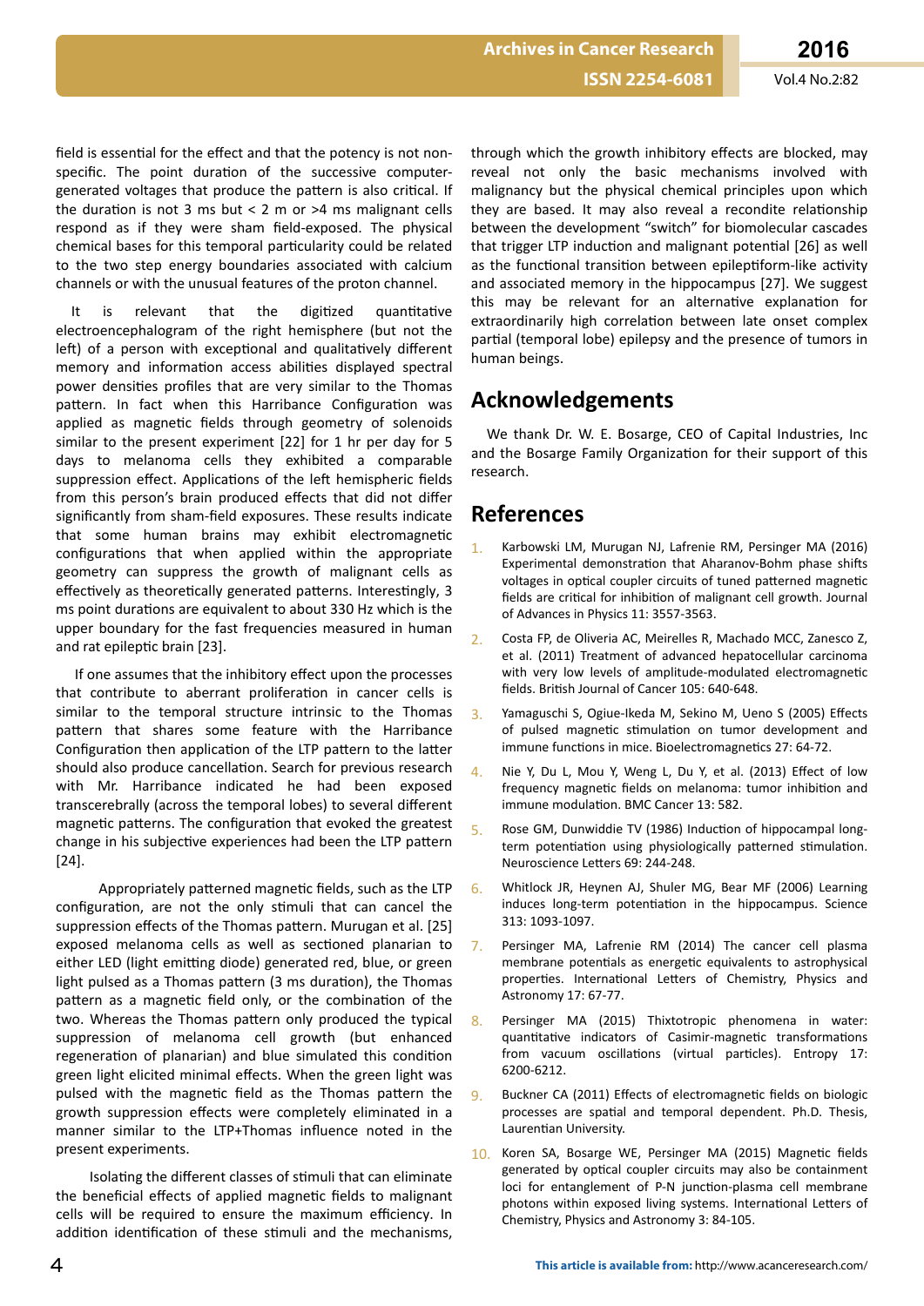field is essential for the effect and that the potency is not non-specific. The point duration of the successive computer-generated voltages that produce the pattern is also critical. If the duration is not 3 ms but < 2 m or >4 ms malignant cells respond as if they were sham field-exposed. The physical chemical bases for this temporal particularity could be related to the two step energy boundaries associated with calcium channels or with the unusual features of the proton channel.

It is relevant that the digitized quantitative electroencephalogram of the right hemisphere (but not the left) of a person with exceptional and qualitatively different memory and information access abilities displayed spectral power densities profiles that are very similar to the Thomas pattern. In fact when this Harribance Configuration was applied as magnetic fields through geometry of solenoids similar to the present experiment [22] for 1 hr per day for 5 days to melanoma cells they exhibited a comparable suppression effect. Applications of the left hemispheric fields from this person's brain produced effects that did not differ significantly from sham-field exposures. These results indicate that some human brains may exhibit electromagnetic configurations that when applied within the appropriate geometry can suppress the growth of malignant cells as effectively as theoretically generated patterns. Interestingly, 3 ms point durations are equivalent to about 330 Hz which is the upper boundary for the fast frequencies measured in human and rat epileptic brain [23].

If one assumes that the inhibitory effect upon the processes that contribute to aberrant proliferation in cancer cells is similar to the temporal structure intrinsic to the Thomas pattern that shares some feature with the Harribance Configuration then application of the LTP pattern to the latter should also produce cancellation. Search for previous research with Mr. Harribance indicated he had been exposed transcerebrally (across the temporal lobes) to several different magnetic patterns. The configuration that evoked the greatest change in his subjective experiences had been the LTP pattern [24].

Appropriately patterned magnetic fields, such as the LTP configuration, are not the only stimuli that can cancel the suppression effects of the Thomas pattern. Murugan et al. [25] exposed melanoma cells as well as sectioned planarian to either LED (light emitting diode) generated red, blue, or green light pulsed as a Thomas pattern (3 ms duration), the Thomas pattern as a magnetic field only, or the combination of the two. Whereas the Thomas pattern only produced the typical suppression of melanoma cell growth (but enhanced regeneration of planarian) and blue simulated this condition green light elicited minimal effects. When the green light was pulsed with the magnetic field as the Thomas pattern the growth suppression effects were completely eliminated in a manner similar to the LTP+Thomas influence noted in the present experiments.

Isolating the different classes of stimuli that can eliminate the beneficial effects of applied magnetic fields to malignant cells will be required to ensure the maximum efficiency. In addition identification of these stimuli and the mechanisms, through which the growth inhibitory effects are blocked, may reveal not only the basic mechanisms involved with malignancy but the physical chemical principles upon which they are based. It may also reveal a recondite relationship between the development "switch" for biomolecular cascades that trigger LTP induction and malignant potential [26] as well as the functional transition between epileptiform-like activity and associated memory in the hippocampus [27]. We suggest this may be relevant for an alternative explanation for extraordinarily high correlation between late onset complex partial (temporal lobe) epilepsy and the presence of tumors in human beings.

## Acknowledgements

We thank Dr. W. E. Bosarge, CEO of Capital Industries, Inc and the Bosarge Family Organization for their support of this research.

## References

1. Karbowski LM, Murugan NJ, Lafrenie RM, Persinger MA (2016) Experimental demonstration that Aharanov-Bohm phase shifts voltages in optical coupler circuits of tuned patterned magnetic fields are critical for inhibition of malignant cell growth. Journal of Advances in Physics 11: 3557-3563.
2. Costa FP, de Oliveria AC, Meirelles R, Machado MCC, Zanesco Z, et al. (2011) Treatment of advanced hepatocellular carcinoma with very low levels of amplitude-modulated electromagnetic fields. British Journal of Cancer 105: 640-648.
3. Yamaguschi S, Ogiue-Ikeda M, Sekino M, Ueno S (2005) Effects of pulsed magnetic stimulation on tumor development and immune functions in mice. Bioelectromagnetics 27: 64-72.
4. Nie Y, Du L, Mou Y, Weng L, Du Y, et al. (2013) Effect of low frequency magnetic fields on melanoma: tumor inhibition and immune modulation. BMC Cancer 13: 582.
5. Rose GM, Dunwiddie TV (1986) Induction of hippocampal long-term potentiation using physiologically patterned stimulation. Neuroscience Letters 69: 244-248.
6. Whitlock JR, Heynen AJ, Shuler MG, Bear MF (2006) Learning induces long-term potentiation in the hippocampus. Science 313: 1093-1097.
7. Persinger MA, Lafrenie RM (2014) The cancer cell plasma membrane potentials as energetic equivalents to astrophysical properties. International Letters of Chemistry, Physics and Astronomy 17: 67-77.
8. Persinger MA (2015) Thixtotropic phenomena in water: quantitative indicators of Casimir-magnetic transformations from vacuum oscillations (virtual particles). Entropy 17: 6200-6212.
9. Buckner CA (2011) Effects of electromagnetic fields on biologic processes are spatial and temporal dependent. Ph.D. Thesis, Laurentian University.
10. Koren SA, Bosarge WE, Persinger MA (2015) Magnetic fields generated by optical coupler circuits may also be containment loci for entanglement of P-N junction-plasma cell membrane photons within exposed living systems. International Letters of Chemistry, Physics and Astronomy 3: 84-105.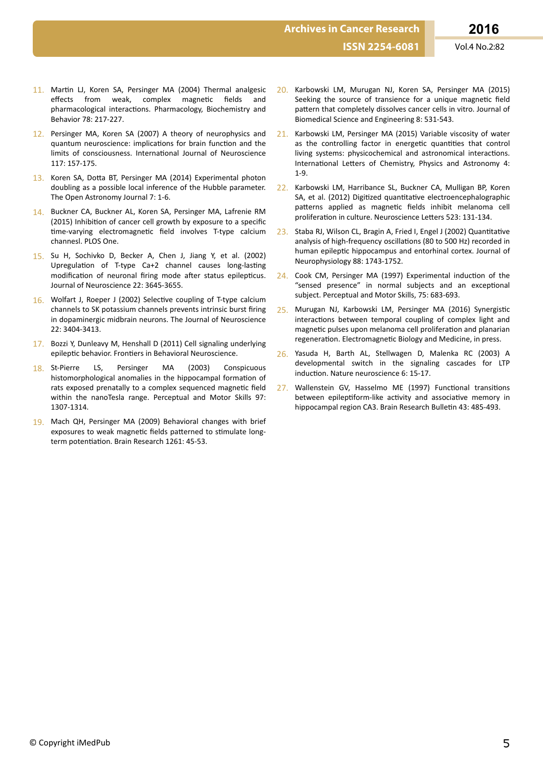11. Martin LJ, Koren SA, Persinger MA (2004) Thermal analgesic effects from weak, complex magnetic fields and pharmacological interactions. Pharmacology, Biochemistry and Behavior 78: 217-227.
12. Persinger MA, Koren SA (2007) A theory of neurophysics and quantum neuroscience: implications for brain function and the limits of consciousness. International Journal of Neuroscience 117: 157-175.
13. Koren SA, Dotta BT, Persinger MA (2014) Experimental photon doubling as a possible local inference of the Hubble parameter. The Open Astronomy Journal 7: 1-6.
14. Buckner CA, Buckner AL, Koren SA, Persinger MA, Lafrenie RM (2015) Inhibition of cancer cell growth by exposure to a specific time-varying electromagnetic field involves T-type calcium channesl. PLOS One.
15. Su H, Sochivko D, Becker A, Chen J, Jiang Y, et al. (2002) Upregulation of T-type Ca+2 channel causes long-lasting modification of neuronal firing mode after status epilepticus. Journal of Neuroscience 22: 3645-3655.
16. Wolfart J, Roeper J (2002) Selective coupling of T-type calcium channels to SK potassium channels prevents intrinsic burst firing in dopaminergic midbrain neurons. The Journal of Neuroscience 22: 3404-3413.
17. Bozzi Y, Dunleavy M, Henshall D (2011) Cell signaling underlying epileptic behavior. Frontiers in Behavioral Neuroscience.
18. St-Pierre LS, Persinger MA (2003) Conspicuous histomorphological anomalies in the hippocampal formation of rats exposed prenatally to a complex sequenced magnetic field within the nanoTesla range. Perceptual and Motor Skills 97: 1307-1314.
19. Mach QH, Persinger MA (2009) Behavioral changes with brief exposures to weak magnetic fields patterned to stimulate long-term potentiation. Brain Research 1261: 45-53.
20. Karbowski LM, Murugan NJ, Koren SA, Persinger MA (2015) Seeking the source of transience for a unique magnetic field pattern that completely dissolves cancer cells in vitro. Journal of Biomedical Science and Engineering 8: 531-543.
21. Karbowski LM, Persinger MA (2015) Variable viscosity of water as the controlling factor in energetic quantities that control living systems: physicochemical and astronomical interactions. International Letters of Chemistry, Physics and Astronomy 4: 1-9.
22. Karbowski LM, Harribance SL, Buckner CA, Mulligan BP, Koren SA, et al. (2012) Digitized quantitative electroencephalographic patterns applied as magnetic fields inhibit melanoma cell proliferation in culture. Neuroscience Letters 523: 131-134.
23. Staba RJ, Wilson CL, Bragin A, Fried I, Engel J (2002) Quantitative analysis of high-frequency oscillations (80 to 500 Hz) recorded in human epileptic hippocampus and entorhinal cortex. Journal of Neurophysiology 88: 1743-1752.
24. Cook CM, Persinger MA (1997) Experimental induction of the "sensed presence" in normal subjects and an exceptional subject. Perceptual and Motor Skills, 75: 683-693.
25. Murugan NJ, Karbowski LM, Persinger MA (2016) Synergistic interactions between temporal coupling of complex light and magnetic pulses upon melanoma cell proliferation and planarian regeneration. Electromagnetic Biology and Medicine, in press.
26. Yasuda H, Barth AL, Stellwagen D, Malenka RC (2003) A developmental switch in the signaling cascades for LTP induction. Nature neuroscience 6: 15-17.
27. Wallenstein GV, Hasselmo ME (1997) Functional transitions between epileptiform-like activity and associative memory in hippocampal region CA3. Brain Research Bulletin 43: 485-493.